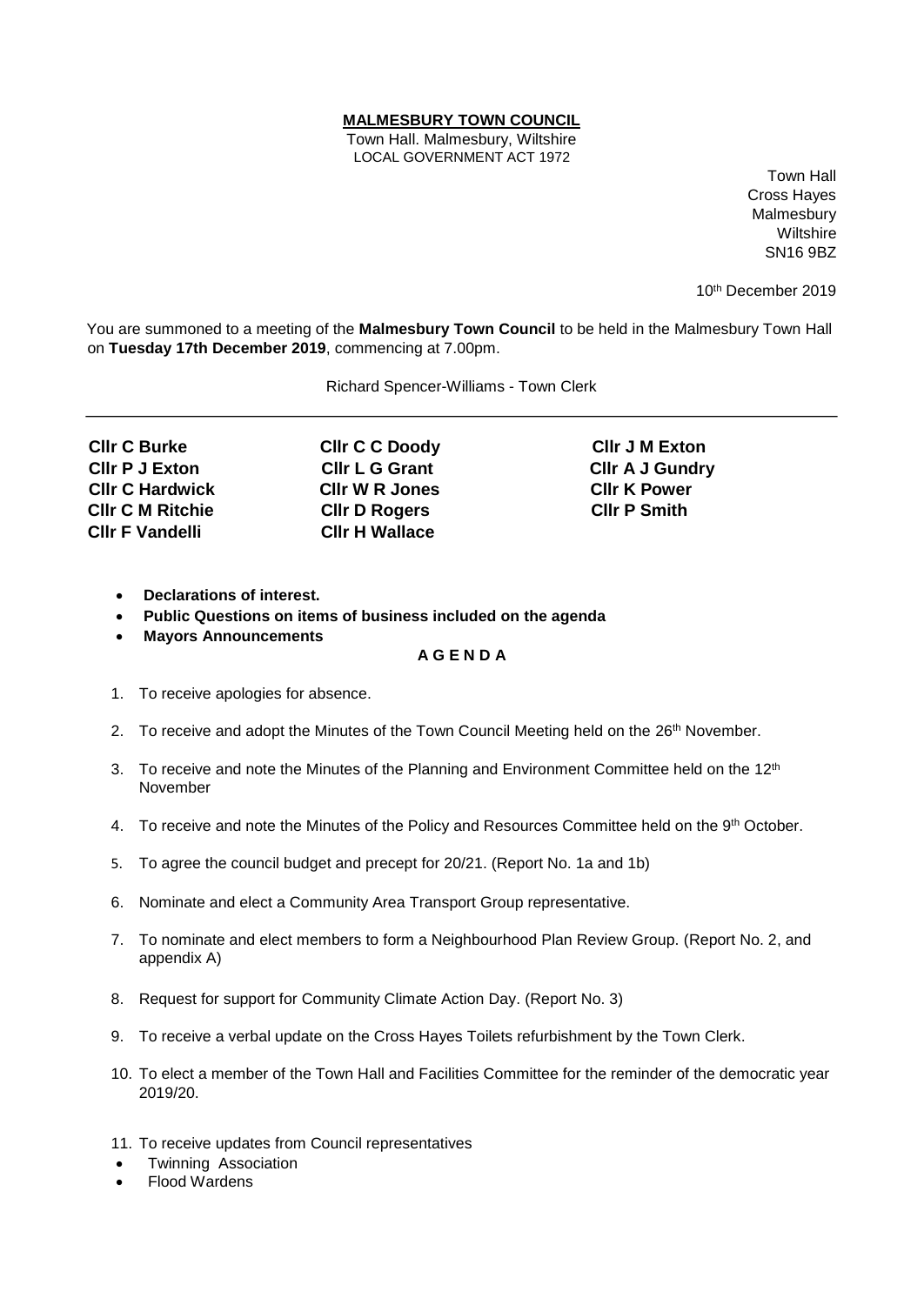# MALMESBURY TOWN COUNCIL

Town Hall. Malmesbury, Wiltshire
LOCAL GOVERNMENT ACT 1972

Town Hall
Cross Hayes
Malmesbury
Wiltshire
SN16 9BZ

10th December 2019

You are summoned to a meeting of the **Malmesbury Town Council** to be held in the Malmesbury Town Hall on **Tuesday 17th December 2019**, commencing at 7.00pm.

Richard Spencer-Williams - Town Clerk

---

**Cllr C Burke** **Cllr C C Doody** **Cllr J M Exton**
**Cllr P J Exton** **Cllr L G Grant** **Cllr A J Gundry**
**Cllr C Hardwick** **Cllr W R Jones** **Cllr K Power**
**Cllr C M Ritchie** **Cllr D Rogers** **Cllr P Smith**
**Cllr F Vandelli** **Cllr H Wallace**

- **Declarations of interest.**
- **Public Questions on items of business included on the agenda**
- **Mayors Announcements**

## A G E N D A

1. To receive apologies for absence.
2. To receive and adopt the Minutes of the Town Council Meeting held on the 26th November.
3. To receive and note the Minutes of the Planning and Environment Committee held on the 12th November
4. To receive and note the Minutes of the Policy and Resources Committee held on the 9th October.
5. To agree the council budget and precept for 20/21. (Report No. 1a and 1b)
6. Nominate and elect a Community Area Transport Group representative.
7. To nominate and elect members to form a Neighbourhood Plan Review Group. (Report No. 2, and appendix A)
8. Request for support for Community Climate Action Day. (Report No. 3)
9. To receive a verbal update on the Cross Hayes Toilets refurbishment by the Town Clerk.
10. To elect a member of the Town Hall and Facilities Committee for the reminder of the democratic year 2019/20.
11. To receive updates from Council representatives
    - Twinning Association
    - Flood Wardens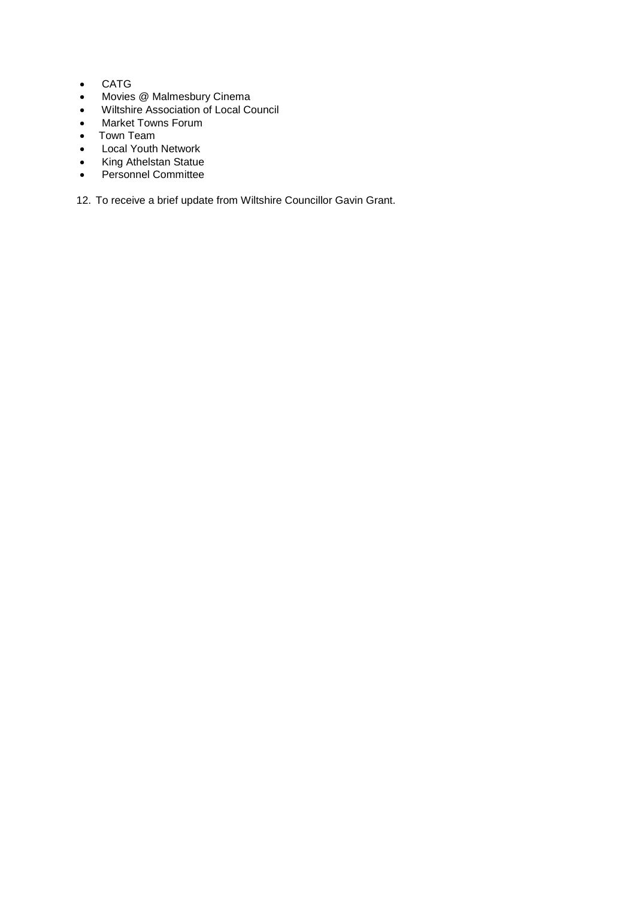- CATG
- Movies @ Malmesbury Cinema
- Wiltshire Association of Local Council
- Market Towns Forum
- Town Team
- Local Youth Network
- King Athelstan Statue
- Personnel Committee

12. To receive a brief update from Wiltshire Councillor Gavin Grant.